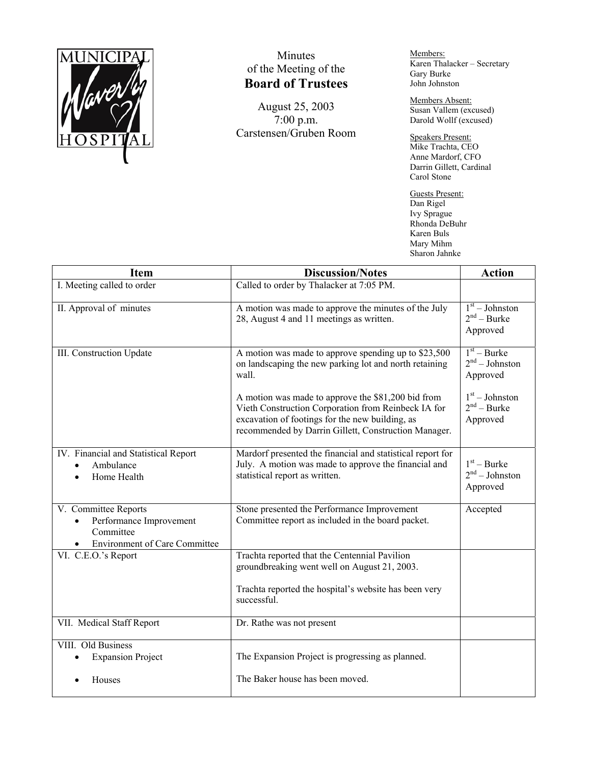# Minutes of the Meeting of the **Board of Trustees**

August 25, 2003
7:00 p.m.
Carstensen/Gruben Room

Members:
Karen Thalacker – Secretary
Gary Burke
John Johnston

Members Absent:
Susan Vallem (excused)
Darold Wolff (excused)

Speakers Present:
Mike Trachta, CEO
Anne Mardorf, CFO
Darrin Gillett, Cardinal
Carol Stone

Guests Present:
Dan Rigel
Ivy Sprague
Rhonda DeBuhr
Karen Buls
Mary Mihm
Sharon Jahnke

| Item | Discussion/Notes | Action |
|---|---|---|
| I. Meeting called to order | Called to order by Thalacker at 7:05 PM. | |
| II. Approval of minutes | A motion was made to approve the minutes of the July 28, August 4 and 11 meetings as written. | 1st – Johnston<br>2nd – Burke<br>Approved |
| III. Construction Update | A motion was made to approve spending up to $23,500 on landscaping the new parking lot and north retaining wall.<br><br>A motion was made to approve the $81,200 bid from Vieth Construction Corporation from Reinbeck IA for excavation of footings for the new building, as recommended by Darrin Gillett, Construction Manager. | 1st – Burke<br>2nd – Johnston<br>Approved<br><br>1st – Johnston<br>2nd – Burke<br>Approved |
| IV. Financial and Statistical Report<br>• Ambulance<br>• Home Health | Mardorf presented the financial and statistical report for July. A motion was made to approve the financial and statistical report as written. | 1st – Burke<br>2nd – Johnston<br>Approved |
| V. Committee Reports<br>• Performance Improvement Committee<br>• Environment of Care Committee | Stone presented the Performance Improvement Committee report as included in the board packet. | Accepted |
| VI. C.E.O.'s Report | Trachta reported that the Centennial Pavilion groundbreaking went well on August 21, 2003.<br><br>Trachta reported the hospital's website has been very successful. | |
| VII. Medical Staff Report | Dr. Rathe was not present | |
| VIII. Old Business<br>• Expansion Project<br>• Houses | The Expansion Project is progressing as planned.<br><br>The Baker house has been moved. | |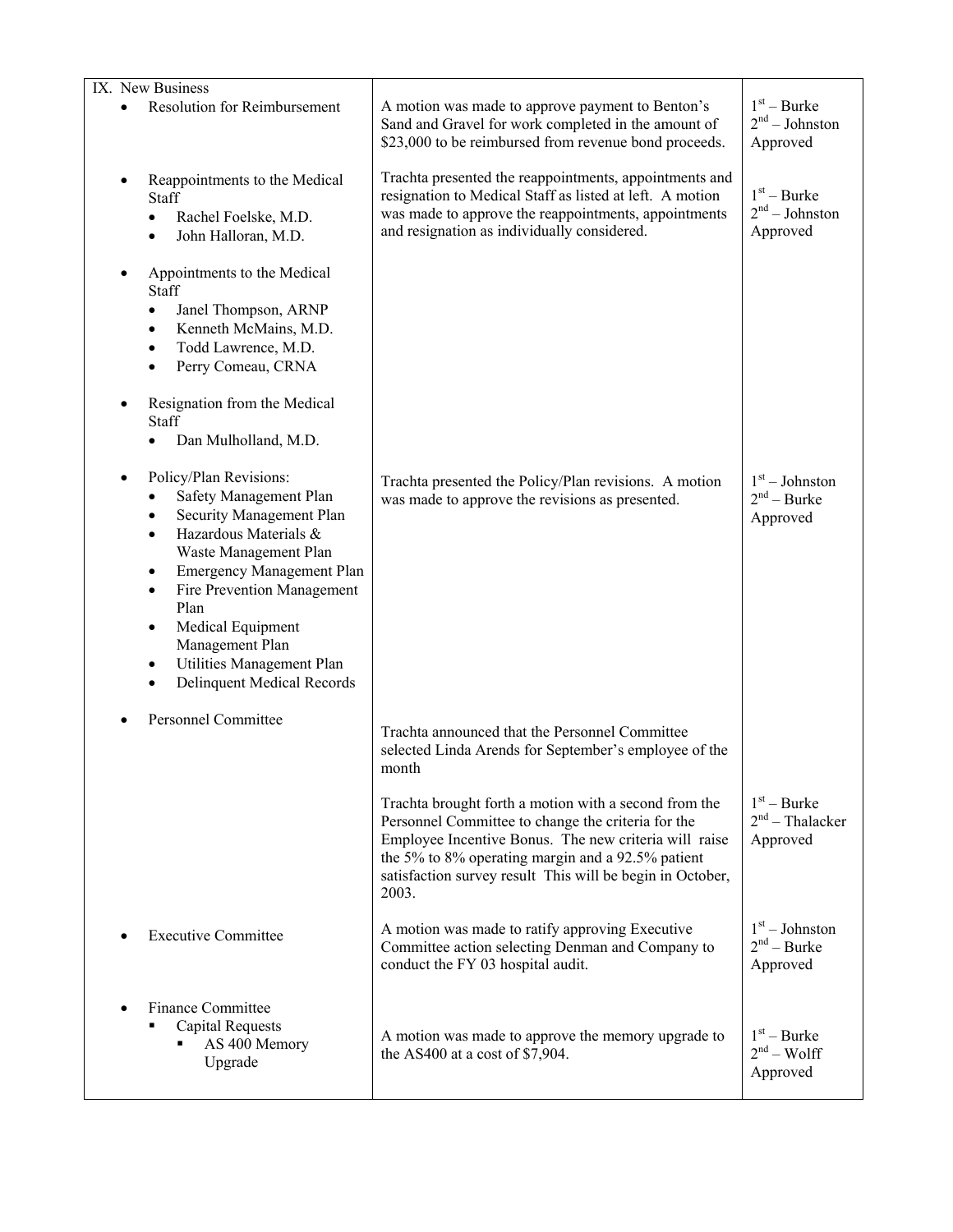| IX. New Business | | |
|---|---|---|
| • Resolution for Reimbursement | A motion was made to approve payment to Benton's Sand and Gravel for work completed in the amount of \$23,000 to be reimbursed from revenue bond proceeds. | 1st – Burke<br>2nd – Johnston<br>Approved |
| • Reappointments to the Medical Staff<br>◦ Rachel Foelske, M.D.<br>◦ John Halloran, M.D.<br><br>• Appointments to the Medical Staff<br>◦ Janel Thompson, ARNP<br>◦ Kenneth McMains, M.D.<br>◦ Todd Lawrence, M.D.<br>◦ Perry Comeau, CRNA<br><br>• Resignation from the Medical Staff<br>◦ Dan Mulholland, M.D. | Trachta presented the reappointments, appointments and resignation to Medical Staff as listed at left. A motion was made to approve the reappointments, appointments and resignation as individually considered. | 1st – Burke<br>2nd – Johnston<br>Approved |
| • Policy/Plan Revisions:<br>◦ Safety Management Plan<br>◦ Security Management Plan<br>◦ Hazardous Materials & Waste Management Plan<br>◦ Emergency Management Plan<br>◦ Fire Prevention Management Plan<br>◦ Medical Equipment Management Plan<br>◦ Utilities Management Plan<br>◦ Delinquent Medical Records | Trachta presented the Policy/Plan revisions. A motion was made to approve the revisions as presented. | 1st – Johnston<br>2nd – Burke<br>Approved |
| • Personnel Committee | Trachta announced that the Personnel Committee selected Linda Arends for September's employee of the month | |
| | Trachta brought forth a motion with a second from the Personnel Committee to change the criteria for the Employee Incentive Bonus. The new criteria will raise the 5% to 8% operating margin and a 92.5% patient satisfaction survey result This will be begin in October, 2003. | 1st – Burke<br>2nd – Thalacker<br>Approved |
| • Executive Committee | A motion was made to ratify approving Executive Committee action selecting Denman and Company to conduct the FY 03 hospital audit. | 1st – Johnston<br>2nd – Burke<br>Approved |
| • Finance Committee<br>▪ Capital Requests<br>▪ AS 400 Memory Upgrade | A motion was made to approve the memory upgrade to the AS400 at a cost of \$7,904. | 1st – Burke<br>2nd – Wolff<br>Approved |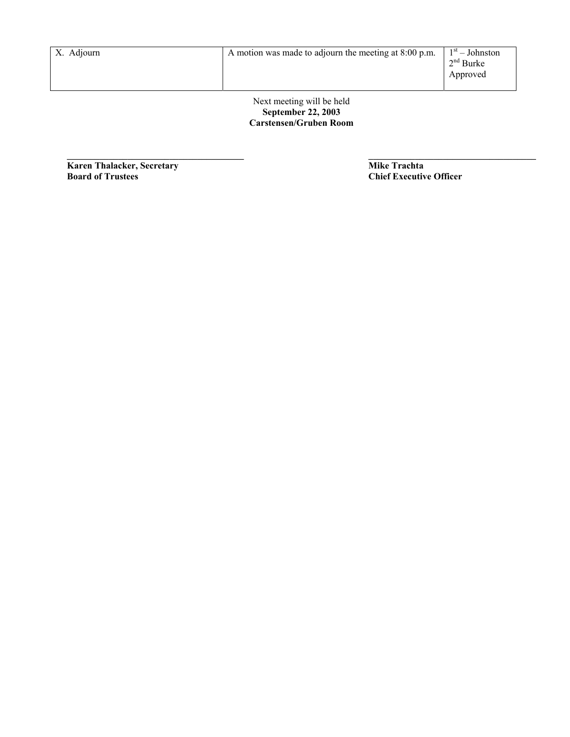| | | |
|---|---|---|
| X. Adjourn | A motion was made to adjourn the meeting at 8:00 p.m. | 1st – Johnston<br>2nd Burke<br>Approved |

Next meeting will be held
**September 22, 2003**
**Carstensen/Gruben Room**

**Karen Thalacker, Secretary**
**Board of Trustees**

**Mike Trachta**
**Chief Executive Officer**